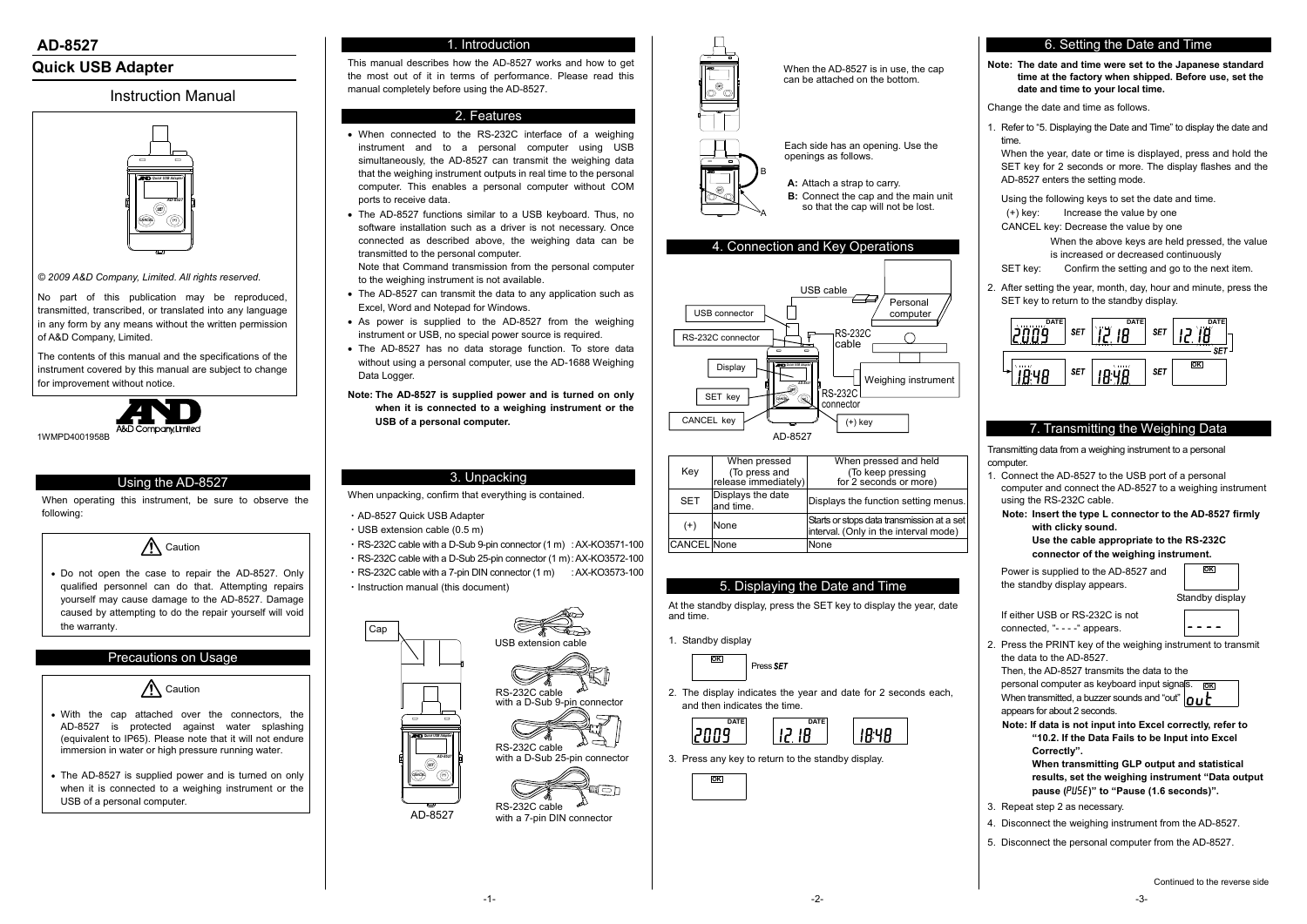# AD-8527

## Quick USB Adapter

## Instruction Manual

*© 2009 A&D Company, Limited. All rights reserved.*

No part of this publication may be reproduced, transmitted, transcribed, or translated into any language in any form by any means without the written permission of A&D Company, Limited.

The contents of this manual and the specifications of the instrument covered by this manual are subject to change for improvement without notice.

A&D Company, Limited

1WMPD4001958B

## Using the AD-8527

When operating this instrument, be sure to observe the following:

Caution

- Do not open the case to repair the AD-8527. Only qualified personnel can do that. Attempting repairs yourself may cause damage to the AD-8527. Damage caused by attempting to do the repair yourself will void the warranty.

## Precautions on Usage

Caution

- With the cap attached over the connectors, the AD-8527 is protected against water splashing (equivalent to IP65). Please note that it will not endure immersion in water or high pressure running water.
- The AD-8527 is supplied power and is turned on only when it is connected to a weighing instrument or the USB of a personal computer.

## 1. Introduction

This manual describes how the AD-8527 works and how to get the most out of it in terms of performance. Please read this manual completely before using the AD-8527.

## 2. Features

- When connected to the RS-232C interface of a weighing instrument and to a personal computer using USB simultaneously, the AD-8527 can transmit the weighing data that the weighing instrument outputs in real time to the personal computer. This enables a personal computer without COM ports to receive data.
- The AD-8527 functions similar to a USB keyboard. Thus, no software installation such as a driver is not necessary. Once connected as described above, the weighing data can be transmitted to the personal computer.
  Note that Command transmission from the personal computer to the weighing instrument is not available.
- The AD-8527 can transmit the data to any application such as Excel, Word and Notepad for Windows.
- As power is supplied to the AD-8527 from the weighing instrument or USB, no special power source is required.
- The AD-8527 has no data storage function. To store data without using a personal computer, use the AD-1688 Weighing Data Logger.

**Note: The AD-8527 is supplied power and is turned on only when it is connected to a weighing instrument or the USB of a personal computer.**

## 3. Unpacking

When unpacking, confirm that everything is contained.

- AD-8527 Quick USB Adapter
- USB extension cable (0.5 m)
- RS-232C cable with a D-Sub 9-pin connector (1 m) : AX-KO3571-100
- RS-232C cable with a D-Sub 25-pin connector (1 m) : AX-KO3572-100
- RS-232C cable with a 7-pin DIN connector (1 m) : AX-KO3573-100
- Instruction manual (this document)

Cap

AD-8527

USB extension cable

RS-232C cable with a D-Sub 9-pin connector

RS-232C cable with a D-Sub 25-pin connector

RS-232C cable with a 7-pin DIN connector

When the AD-8527 is in use, the cap can be attached on the bottom.

Each side has an opening. Use the openings as follows.

**A:** Attach a strap to carry.
**B:** Connect the cap and the main unit so that the cap will not be lost.

## 4. Connection and Key Operations

USB cable, Personal computer, USB connector, RS-232C connector, RS-232C cable, Display, Weighing instrument, SET key, RS-232C connector, CANCEL key, (+) key, AD-8527

| Key | When pressed (To press and release immediately) | When pressed and held (To keep pressing for 2 seconds or more) |
|---|---|---|
| SET | Displays the date and time. | Displays the function setting menus. |
| (+) | None | Starts or stops data transmission at a set interval. (Only in the interval mode) |
| CANCEL | None | None |

## 5. Displaying the Date and Time

At the standby display, press the SET key to display the year, date and time.

1. Standby display

   OK — Press SET

2. The display indicates the year and date for 2 seconds each, and then indicates the time.

   DATE 2009 — DATE 12.18 — 18:48

3. Press any key to return to the standby display.

   OK

## 6. Setting the Date and Time

**Note: The date and time were set to the Japanese standard time at the factory when shipped. Before use, set the date and time to your local time.**

Change the date and time as follows.

1. Refer to "5. Displaying the Date and Time" to display the date and time.
   When the year, date or time is displayed, press and hold the SET key for 2 seconds or more. The display flashes and the AD-8527 enters the setting mode.

   Using the following keys to set the date and time.
   - (+) key: Increase the value by one
   - CANCEL key: Decrease the value by one
     When the above keys are held pressed, the value is increased or decreased continuously
   - SET key: Confirm the setting and go to the next item.

2. After setting the year, month, day, hour and minute, press the SET key to return to the standby display.

   DATE 2009 → SET → DATE 12.18 → SET → DATE 12.18 → SET → 18:48 → SET → 18:48 → SET → OK

## 7. Transmitting the Weighing Data

Transmitting data from a weighing instrument to a personal computer.

1. Connect the AD-8527 to the USB port of a personal computer and connect the AD-8527 to a weighing instrument using the RS-232C cable.

   **Note: Insert the type L connector to the AD-8527 firmly with clicky sound.**
   **Use the cable appropriate to the RS-232C connector of the weighing instrument.**

   Power is supplied to the AD-8527 and the standby display appears.

   OK — Standby display

   If either USB or RS-232C is not connected, "- - - -" appears.

2. Press the PRINT key of the weighing instrument to transmit the data to the AD-8527.
   Then, the AD-8527 transmits the data to the personal computer as keyboard input signals. When transmitted, a buzzer sounds and "out" appears for about 2 seconds.

   **Note: If data is not input into Excel correctly, refer to "10.2. If the Data Fails to be Input into Excel Correctly".**
   **When transmitting GLP output and statistical results, set the weighing instrument "Data output pause (PUSE)" to "Pause (1.6 seconds)".**

3. Repeat step 2 as necessary.
4. Disconnect the weighing instrument from the AD-8527.
5. Disconnect the personal computer from the AD-8527.

Continued to the reverse side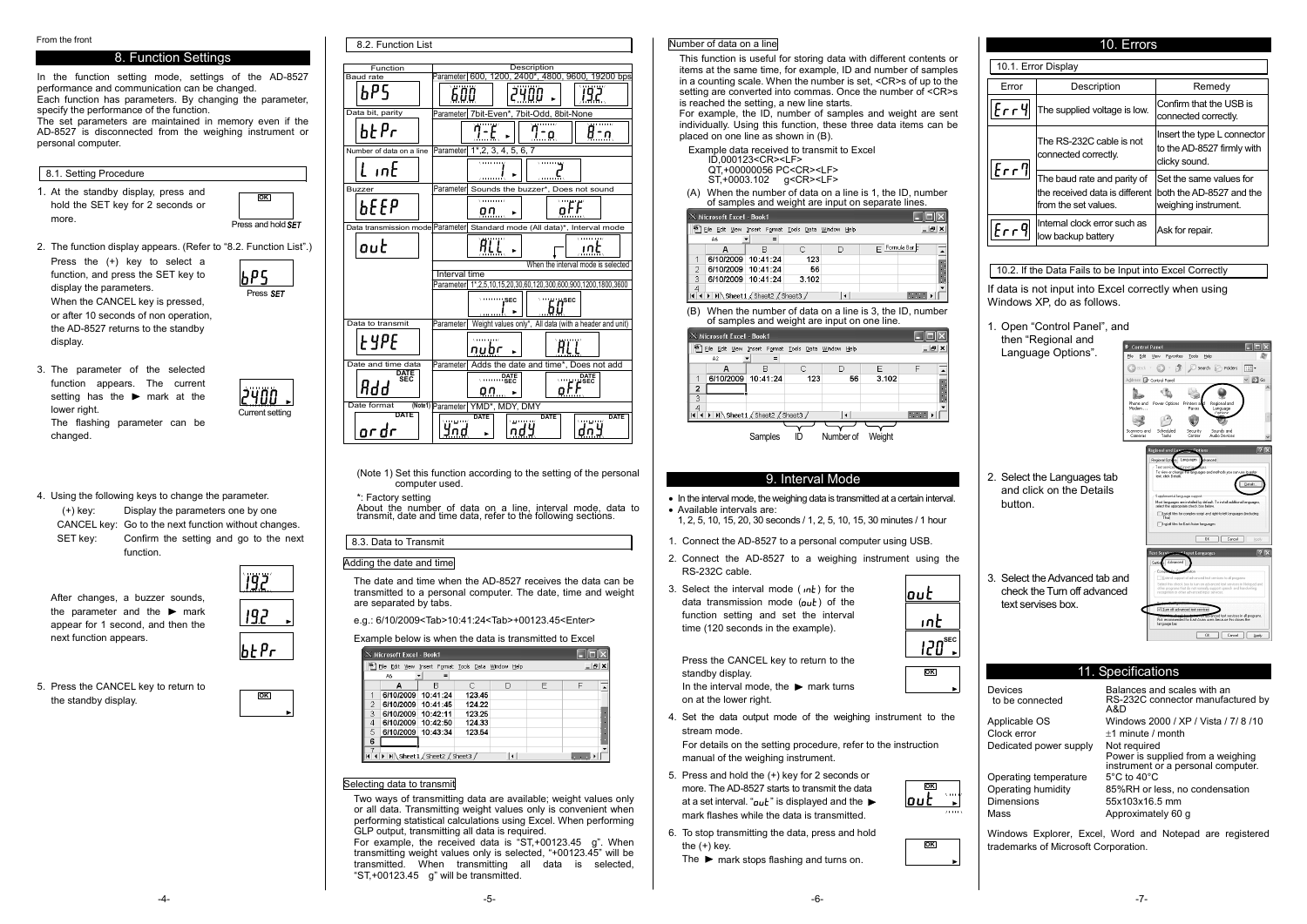From the front

# 8. Function Settings

In the function setting mode, settings of the AD-8527 performance and communication can be changed.
Each function has parameters. By changing the parameter, specify the performance of the function.
The set parameters are maintained in memory even if the AD-8527 is disconnected from the weighing instrument or personal computer.

## 8.1. Setting Procedure

1. At the standby display, press and hold the SET key for 2 seconds or more.

   Press and hold SET

2. The function display appears. (Refer to "8.2. Function List".)
   Press the (+) key to select a function, and press the SET key to display the parameters.
   When the CANCEL key is pressed, or after 10 seconds of non operation, the AD-8527 returns to the standby display.

   bPS
   Press SET

3. The parameter of the selected function appears. The current setting has the ► mark at the lower right.
   The flashing parameter can be changed.

   2400 ►
   Current setting

4. Using the following keys to change the parameter.
   - (+) key: Display the parameters one by one
   - CANCEL key: Go to the next function without changes.
   - SET key: Confirm the setting and go to the next function.

   After changes, a buzzer sounds, the parameter and the ► mark appear for 1 second, and then the next function appears.

   192
   19.2 ►
   btPr

5. Press the CANCEL key to return to the standby display.

## 8.2. Function List

| Function | Description |
|---|---|
| Baud rate (bPS) | Parameter: 600, 1200, 2400*, 4800, 9600, 19200 bps (600, 2400 ►, 192) |
| Data bit, parity (btPr) | Parameter: 7bit-Even*, 7bit-Odd, 8bit-None (7-E ►, 7-o, 8-n) |
| Number of data on a line (LinE) | Parameter: 1*,2, 3, 4, 5, 6, 7 (1 ►, 2) |
| Buzzer (bEEP) | Parameter: Sounds the buzzer*, Does not sound (on ►, oFF) |
| Data transmission mode (out) | Parameter: Standard mode (All data)*, Interval mode (ALL ►, int) When the interval mode is selected: Interval time. Parameter: 1*,2,5,10,15,20,30,60,120,300,600,900,1200,1800,3600 (1 SEC ►, 60 SEC) |
| Data to transmit (tYPE) | Parameter: Weight values only*, All data (with a header and unit) (nubr ►, ALL) |
| Date and time data (Add) | Parameter: Adds the date and time*, Does not add (on ►, oFF) |
| Date format (ordr) (Note1) | Parameter: YMD*, MDY, DMY (Ymd ►, mdY, dmY) |

(Note 1) Set this function according to the setting of the personal computer used.

*: Factory setting

About the number of data on a line, interval mode, data to transmit, date and time data, refer to the following sections.

## 8.3. Data to Transmit

### Adding the date and time

The date and time when the AD-8527 receives the data can be transmitted to a personal computer. The date, time and weight are separated by tabs.

e.g.: 6/10/2009<Tab>10:41:24<Tab>+00123.45<Enter>

Example below is when the data is transmitted to Excel

| | A | B | C |
|---|---|---|---|
| 1 | 6/10/2009 | 10:41:24 | 123.45 |
| 2 | 6/10/2009 | 10:41:45 | 124.22 |
| 3 | 6/10/2009 | 10:42:11 | 123.25 |
| 4 | 6/10/2009 | 10:42:50 | 124.33 |
| 5 | 6/10/2009 | 10:43:34 | 123.54 |

### Selecting data to transmit

Two ways of transmitting data are available; weight values only or all data. Transmitting weight values only is convenient when performing statistical calculations using Excel. When performing GLP output, transmitting all data is required.
For example, the received data is "ST,+00123.45 g". When transmitting weight values only is selected, "+00123.45" will be transmitted. When transmitting all data is selected, "ST,+00123.45 g" will be transmitted.

### Number of data on a line

This function is useful for storing data with different contents or items at the same time, for example, ID and number of samples in a counting scale. When the number is set, <CR>s of up to the setting are converted into commas. Once the number of <CR>s is reached the setting, a new line starts.
For example, the ID, number of samples and weight are sent individually. Using this function, these three data items can be placed on one line as shown in (B).

Example data received to transmit to Excel
ID,000123<CR><LF>
QT,+00000056 PC<CR><LF>
ST,+0003.102 g<CR><LF>

(A) When the number of data on a line is 1, the ID, number of samples and weight are input on separate lines.

| | A | B | C |
|---|---|---|---|
| 1 | 6/10/2009 | 10:41:24 | 123 |
| 2 | 6/10/2009 | 10:41:24 | 56 |
| 3 | 6/10/2009 | 10:41:24 | 3.102 |

(B) When the number of data on a line is 3, the ID, number of samples and weight are input on one line.

| | A | B | C | D | E |
|---|---|---|---|---|---|
| 1 | 6/10/2009 | 10:41:24 | 123 | 56 | 3.102 |

Samples ID Number of Weight

# 9. Interval Mode

- In the interval mode, the weighing data is transmitted at a certain interval.
- Available intervals are:
  1, 2, 5, 10, 15, 20, 30 seconds / 1, 2, 5, 10, 15, 30 minutes / 1 hour

1. Connect the AD-8527 to a personal computer using USB.
2. Connect the AD-8527 to a weighing instrument using the RS-232C cable.
3. Select the interval mode (int) for the data transmission mode (out) of the function setting and set the interval time (120 seconds in the example).

   Press the CANCEL key to return to the standby display.
   In the interval mode, the ► mark turns on at the lower right.
4. Set the data output mode of the weighing instrument to the stream mode.
   For details on the setting procedure, refer to the instruction manual of the weighing instrument.
5. Press and hold the (+) key for 2 seconds or more. The AD-8527 starts to transmit the data at a set interval. "out" is displayed and the ► mark flashes while the data is transmitted.
6. To stop transmitting the data, press and hold the (+) key.
   The ► mark stops flashing and turns on.

# 10. Errors

## 10.1. Error Display

| Error | Description | Remedy |
|---|---|---|
| Err4 | The supplied voltage is low. | Confirm that the USB is connected correctly. |
| Err7 | The RS-232C cable is not connected correctly. | Insert the type L connector to the AD-8527 firmly with clicky sound. |
| | The baud rate and parity of the received data is different from the set values. | Set the same values for both the AD-8527 and the weighing instrument. |
| Err9 | Internal clock error such as low backup battery | Ask for repair. |

## 10.2. If the Data Fails to be Input into Excel Correctly

If data is not input into Excel correctly when using Windows XP, do as follows.

1. Open "Control Panel", and then "Regional and Language Options".
2. Select the Languages tab and click on the Details button.
3. Select the Advanced tab and check the Turn off advanced text servises box.

# 11. Specifications

| | |
|---|---|
| Devices to be connected | Balances and scales with an RS-232C connector manufactured by A&D |
| Applicable OS | Windows 2000 / XP / Vista / 7/ 8 /10 |
| Clock error | ±1 minute / month |
| Dedicated power supply | Not required. Power is supplied from a weighing instrument or a personal computer. |
| Operating temperature | 5°C to 40°C |
| Operating humidity | 85%RH or less, no condensation |
| Dimensions | 55x103x16.5 mm |
| Mass | Approximately 60 g |

Windows Explorer, Excel, Word and Notepad are registered trademarks of Microsoft Corporation.